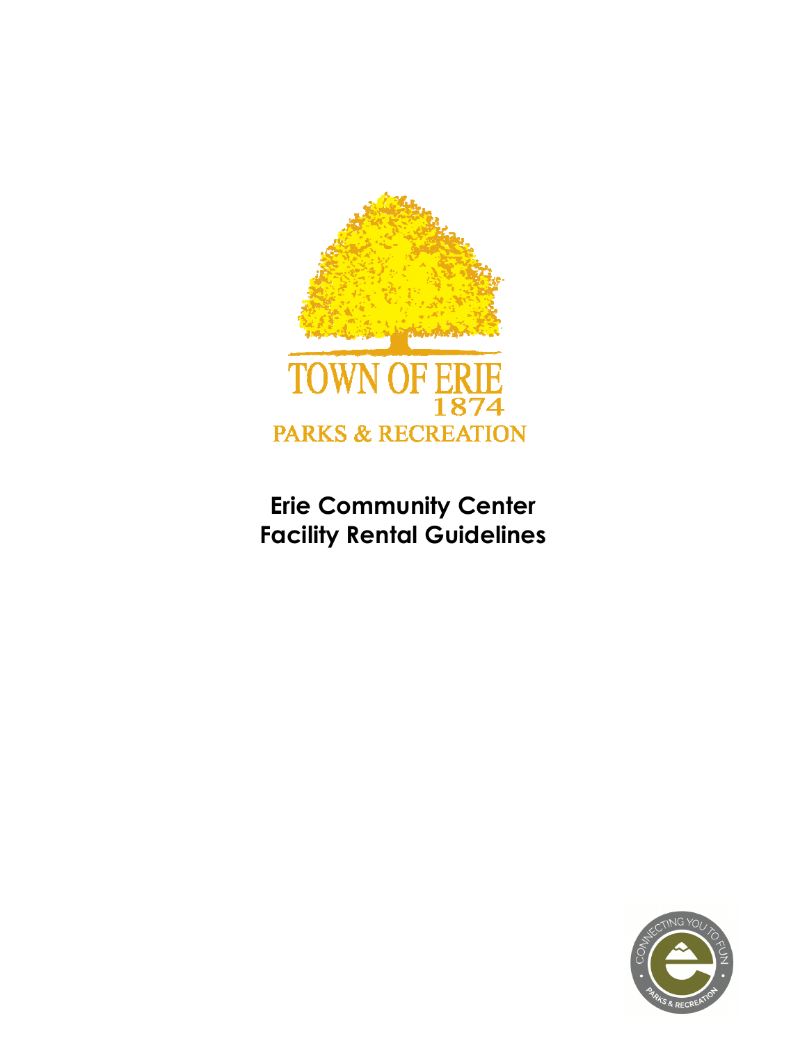TOWN OF ERIE
1874
PARKS & RECREATION

# Erie Community Center
# Facility Rental Guidelines

CONNECTING YOU TO FUN
PARKS & RECREATION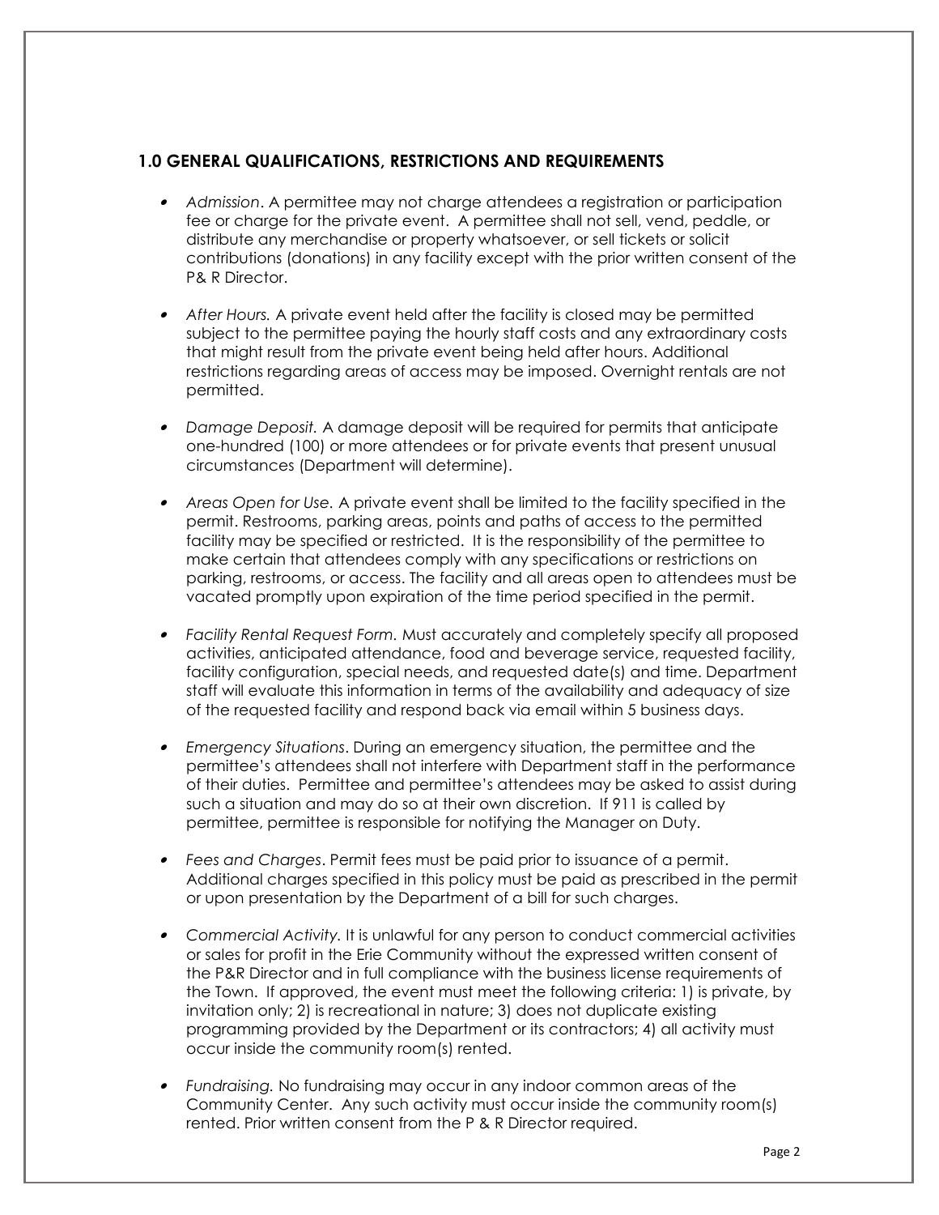## 1.0 GENERAL QUALIFICATIONS, RESTRICTIONS AND REQUIREMENTS

- *Admission*. A permittee may not charge attendees a registration or participation fee or charge for the private event. A permittee shall not sell, vend, peddle, or distribute any merchandise or property whatsoever, or sell tickets or solicit contributions (donations) in any facility except with the prior written consent of the P& R Director.
- *After Hours.* A private event held after the facility is closed may be permitted subject to the permittee paying the hourly staff costs and any extraordinary costs that might result from the private event being held after hours. Additional restrictions regarding areas of access may be imposed. Overnight rentals are not permitted.
- *Damage Deposit.* A damage deposit will be required for permits that anticipate one-hundred (100) or more attendees or for private events that present unusual circumstances (Department will determine).
- *Areas Open for Use.* A private event shall be limited to the facility specified in the permit. Restrooms, parking areas, points and paths of access to the permitted facility may be specified or restricted. It is the responsibility of the permittee to make certain that attendees comply with any specifications or restrictions on parking, restrooms, or access. The facility and all areas open to attendees must be vacated promptly upon expiration of the time period specified in the permit.
- *Facility Rental Request Form.* Must accurately and completely specify all proposed activities, anticipated attendance, food and beverage service, requested facility, facility configuration, special needs, and requested date(s) and time. Department staff will evaluate this information in terms of the availability and adequacy of size of the requested facility and respond back via email within 5 business days.
- *Emergency Situations*. During an emergency situation, the permittee and the permittee's attendees shall not interfere with Department staff in the performance of their duties. Permittee and permittee's attendees may be asked to assist during such a situation and may do so at their own discretion. If 911 is called by permittee, permittee is responsible for notifying the Manager on Duty.
- *Fees and Charges*. Permit fees must be paid prior to issuance of a permit. Additional charges specified in this policy must be paid as prescribed in the permit or upon presentation by the Department of a bill for such charges.
- *Commercial Activity.* It is unlawful for any person to conduct commercial activities or sales for profit in the Erie Community without the expressed written consent of the P&R Director and in full compliance with the business license requirements of the Town. If approved, the event must meet the following criteria: 1) is private, by invitation only; 2) is recreational in nature; 3) does not duplicate existing programming provided by the Department or its contractors; 4) all activity must occur inside the community room(s) rented.
- *Fundraising.* No fundraising may occur in any indoor common areas of the Community Center. Any such activity must occur inside the community room(s) rented. Prior written consent from the P & R Director required.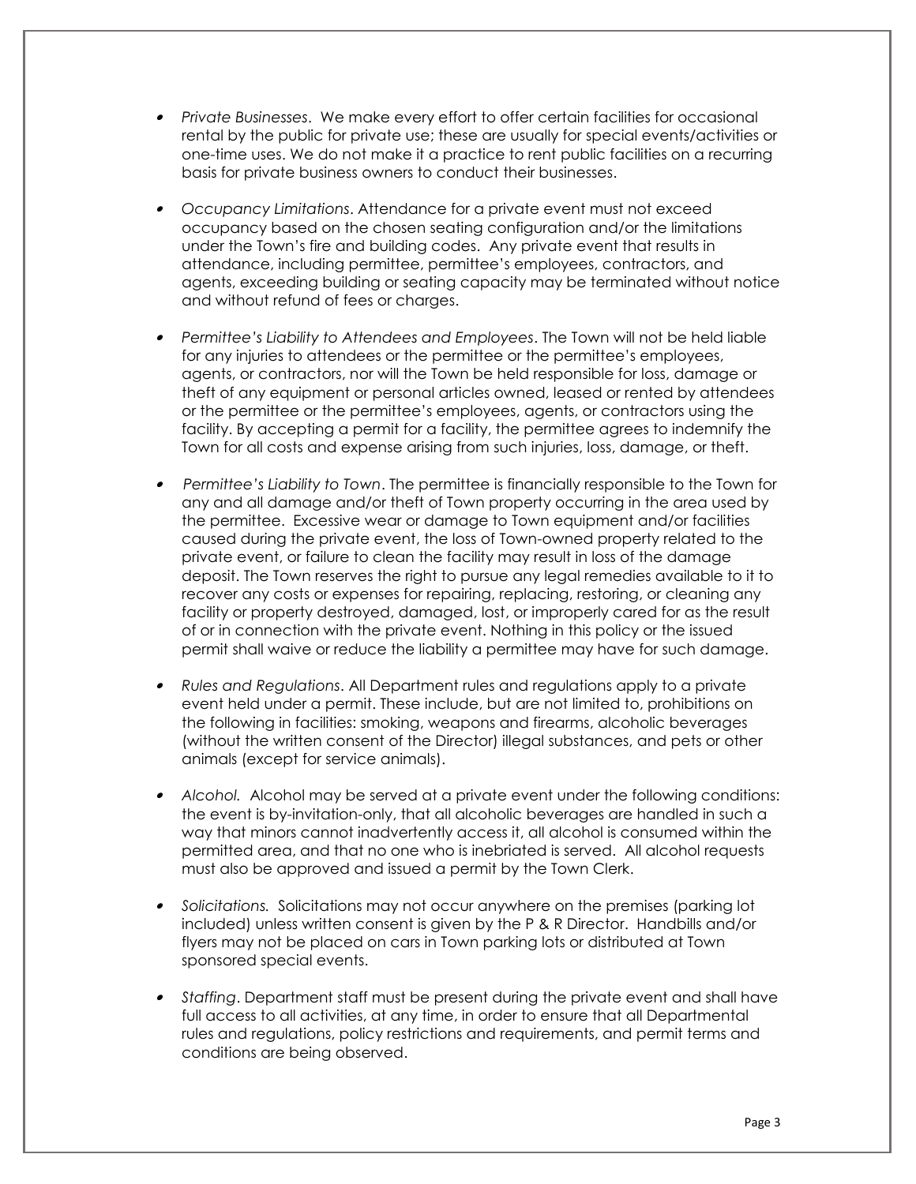- *Private Businesses*. We make every effort to offer certain facilities for occasional rental by the public for private use; these are usually for special events/activities or one-time uses. We do not make it a practice to rent public facilities on a recurring basis for private business owners to conduct their businesses.

- *Occupancy Limitations*. Attendance for a private event must not exceed occupancy based on the chosen seating configuration and/or the limitations under the Town's fire and building codes. Any private event that results in attendance, including permittee, permittee's employees, contractors, and agents, exceeding building or seating capacity may be terminated without notice and without refund of fees or charges.

- *Permittee's Liability to Attendees and Employees*. The Town will not be held liable for any injuries to attendees or the permittee or the permittee's employees, agents, or contractors, nor will the Town be held responsible for loss, damage or theft of any equipment or personal articles owned, leased or rented by attendees or the permittee or the permittee's employees, agents, or contractors using the facility. By accepting a permit for a facility, the permittee agrees to indemnify the Town for all costs and expense arising from such injuries, loss, damage, or theft.

- *Permittee's Liability to Town*. The permittee is financially responsible to the Town for any and all damage and/or theft of Town property occurring in the area used by the permittee. Excessive wear or damage to Town equipment and/or facilities caused during the private event, the loss of Town-owned property related to the private event, or failure to clean the facility may result in loss of the damage deposit. The Town reserves the right to pursue any legal remedies available to it to recover any costs or expenses for repairing, replacing, restoring, or cleaning any facility or property destroyed, damaged, lost, or improperly cared for as the result of or in connection with the private event. Nothing in this policy or the issued permit shall waive or reduce the liability a permittee may have for such damage.

- *Rules and Regulations*. All Department rules and regulations apply to a private event held under a permit. These include, but are not limited to, prohibitions on the following in facilities: smoking, weapons and firearms, alcoholic beverages (without the written consent of the Director) illegal substances, and pets or other animals (except for service animals).

- *Alcohol.* Alcohol may be served at a private event under the following conditions: the event is by-invitation-only, that all alcoholic beverages are handled in such a way that minors cannot inadvertently access it, all alcohol is consumed within the permitted area, and that no one who is inebriated is served. All alcohol requests must also be approved and issued a permit by the Town Clerk.

- *Solicitations.* Solicitations may not occur anywhere on the premises (parking lot included) unless written consent is given by the P & R Director. Handbills and/or flyers may not be placed on cars in Town parking lots or distributed at Town sponsored special events.

- *Staffing*. Department staff must be present during the private event and shall have full access to all activities, at any time, in order to ensure that all Departmental rules and regulations, policy restrictions and requirements, and permit terms and conditions are being observed.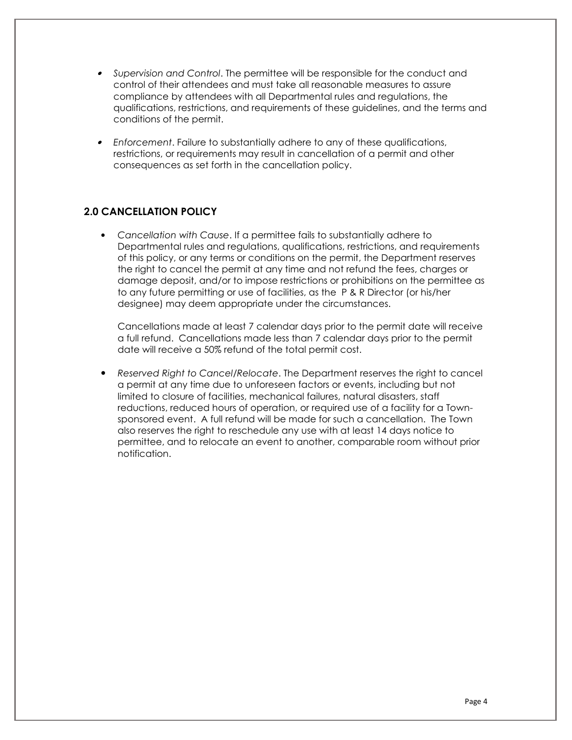- *Supervision and Control*. The permittee will be responsible for the conduct and control of their attendees and must take all reasonable measures to assure compliance by attendees with all Departmental rules and regulations, the qualifications, restrictions, and requirements of these guidelines, and the terms and conditions of the permit.

- *Enforcement*. Failure to substantially adhere to any of these qualifications, restrictions, or requirements may result in cancellation of a permit and other consequences as set forth in the cancellation policy.

## 2.0 CANCELLATION POLICY

- *Cancellation with Cause*. If a permittee fails to substantially adhere to Departmental rules and regulations, qualifications, restrictions, and requirements of this policy, or any terms or conditions on the permit, the Department reserves the right to cancel the permit at any time and not refund the fees, charges or damage deposit, and/or to impose restrictions or prohibitions on the permittee as to any future permitting or use of facilities, as the P & R Director (or his/her designee) may deem appropriate under the circumstances.

  Cancellations made at least 7 calendar days prior to the permit date will receive a full refund. Cancellations made less than 7 calendar days prior to the permit date will receive a 50% refund of the total permit cost.

- *Reserved Right to Cancel/Relocate*. The Department reserves the right to cancel a permit at any time due to unforeseen factors or events, including but not limited to closure of facilities, mechanical failures, natural disasters, staff reductions, reduced hours of operation, or required use of a facility for a Town-sponsored event. A full refund will be made for such a cancellation. The Town also reserves the right to reschedule any use with at least 14 days notice to permittee, and to relocate an event to another, comparable room without prior notification.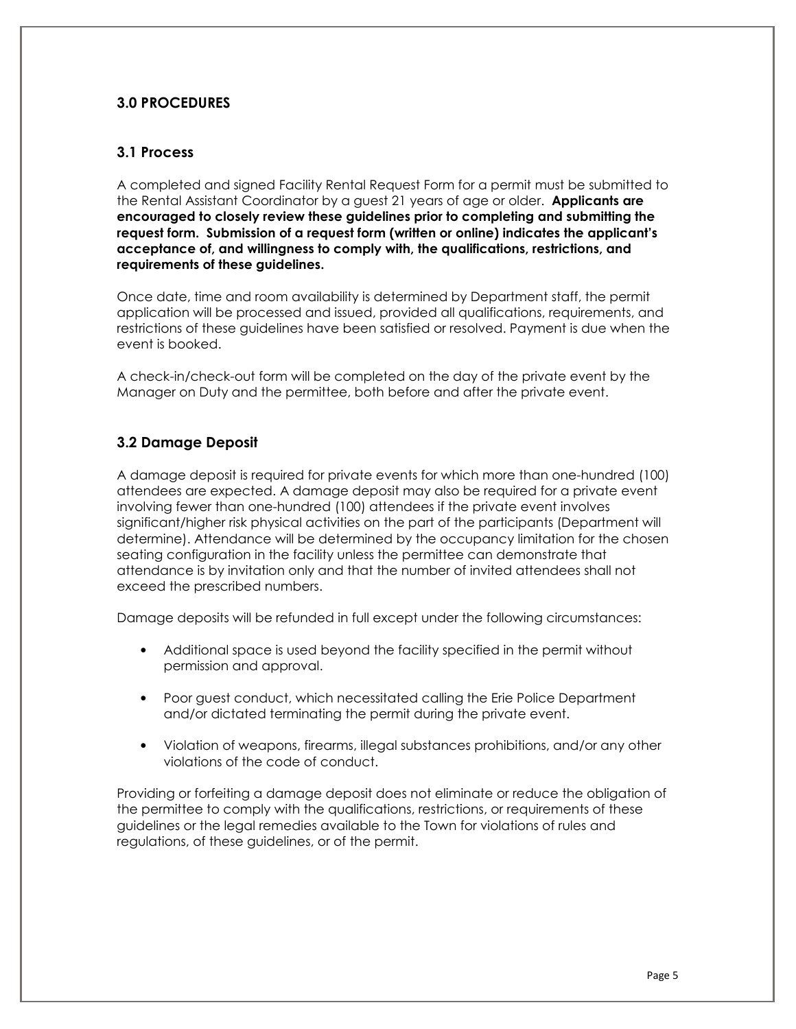## 3.0 PROCEDURES

### 3.1 Process

A completed and signed Facility Rental Request Form for a permit must be submitted to the Rental Assistant Coordinator by a guest 21 years of age or older. **Applicants are encouraged to closely review these guidelines prior to completing and submitting the request form. Submission of a request form (written or online) indicates the applicant's acceptance of, and willingness to comply with, the qualifications, restrictions, and requirements of these guidelines.**

Once date, time and room availability is determined by Department staff, the permit application will be processed and issued, provided all qualifications, requirements, and restrictions of these guidelines have been satisfied or resolved. Payment is due when the event is booked.

A check-in/check-out form will be completed on the day of the private event by the Manager on Duty and the permittee, both before and after the private event.

### 3.2 Damage Deposit

A damage deposit is required for private events for which more than one-hundred (100) attendees are expected. A damage deposit may also be required for a private event involving fewer than one-hundred (100) attendees if the private event involves significant/higher risk physical activities on the part of the participants (Department will determine). Attendance will be determined by the occupancy limitation for the chosen seating configuration in the facility unless the permittee can demonstrate that attendance is by invitation only and that the number of invited attendees shall not exceed the prescribed numbers.

Damage deposits will be refunded in full except under the following circumstances:

- Additional space is used beyond the facility specified in the permit without permission and approval.
- Poor guest conduct, which necessitated calling the Erie Police Department and/or dictated terminating the permit during the private event.
- Violation of weapons, firearms, illegal substances prohibitions, and/or any other violations of the code of conduct.

Providing or forfeiting a damage deposit does not eliminate or reduce the obligation of the permittee to comply with the qualifications, restrictions, or requirements of these guidelines or the legal remedies available to the Town for violations of rules and regulations, of these guidelines, or of the permit.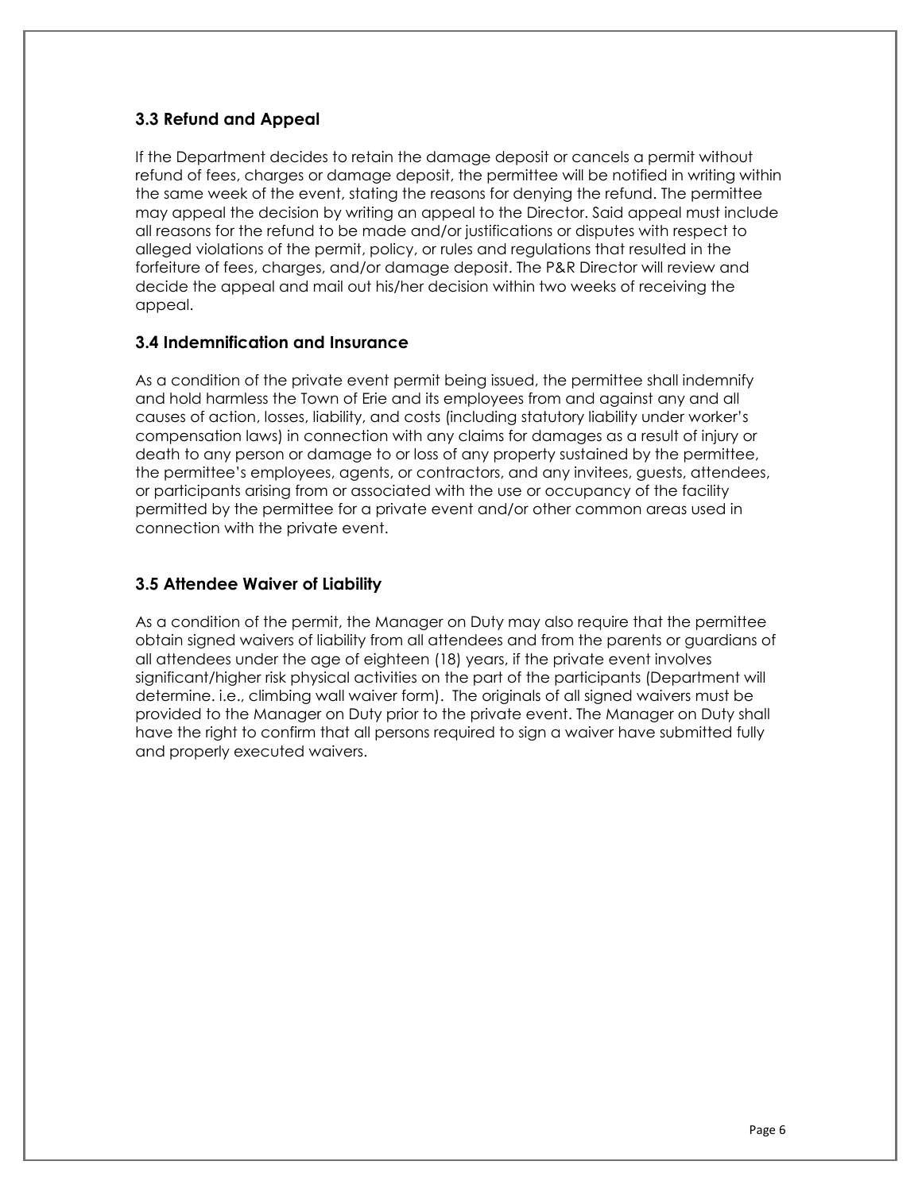### 3.3 Refund and Appeal

If the Department decides to retain the damage deposit or cancels a permit without refund of fees, charges or damage deposit, the permittee will be notified in writing within the same week of the event, stating the reasons for denying the refund. The permittee may appeal the decision by writing an appeal to the Director. Said appeal must include all reasons for the refund to be made and/or justifications or disputes with respect to alleged violations of the permit, policy, or rules and regulations that resulted in the forfeiture of fees, charges, and/or damage deposit. The P&R Director will review and decide the appeal and mail out his/her decision within two weeks of receiving the appeal.

### 3.4 Indemnification and Insurance

As a condition of the private event permit being issued, the permittee shall indemnify and hold harmless the Town of Erie and its employees from and against any and all causes of action, losses, liability, and costs (including statutory liability under worker's compensation laws) in connection with any claims for damages as a result of injury or death to any person or damage to or loss of any property sustained by the permittee, the permittee's employees, agents, or contractors, and any invitees, guests, attendees, or participants arising from or associated with the use or occupancy of the facility permitted by the permittee for a private event and/or other common areas used in connection with the private event.

### 3.5 Attendee Waiver of Liability

As a condition of the permit, the Manager on Duty may also require that the permittee obtain signed waivers of liability from all attendees and from the parents or guardians of all attendees under the age of eighteen (18) years, if the private event involves significant/higher risk physical activities on the part of the participants (Department will determine. i.e., climbing wall waiver form). The originals of all signed waivers must be provided to the Manager on Duty prior to the private event. The Manager on Duty shall have the right to confirm that all persons required to sign a waiver have submitted fully and properly executed waivers.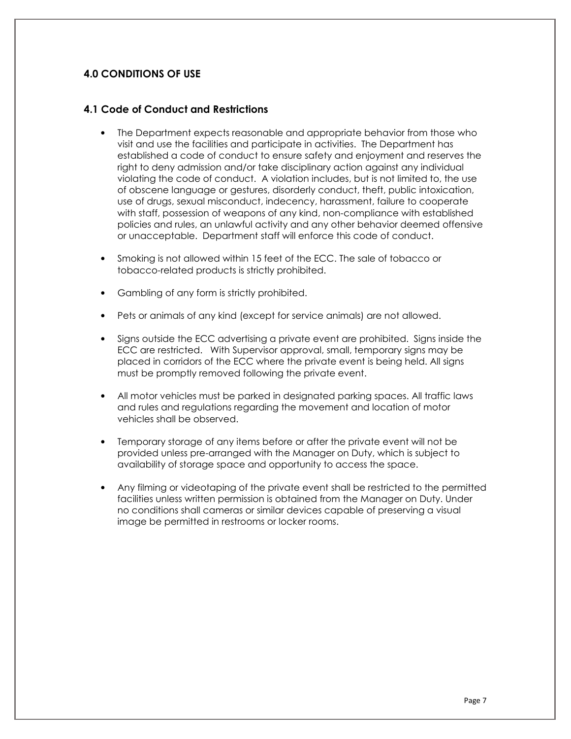## 4.0 CONDITIONS OF USE

### 4.1 Code of Conduct and Restrictions

- The Department expects reasonable and appropriate behavior from those who visit and use the facilities and participate in activities. The Department has established a code of conduct to ensure safety and enjoyment and reserves the right to deny admission and/or take disciplinary action against any individual violating the code of conduct. A violation includes, but is not limited to, the use of obscene language or gestures, disorderly conduct, theft, public intoxication, use of drugs, sexual misconduct, indecency, harassment, failure to cooperate with staff, possession of weapons of any kind, non-compliance with established policies and rules, an unlawful activity and any other behavior deemed offensive or unacceptable. Department staff will enforce this code of conduct.

- Smoking is not allowed within 15 feet of the ECC. The sale of tobacco or tobacco-related products is strictly prohibited.

- Gambling of any form is strictly prohibited.

- Pets or animals of any kind (except for service animals) are not allowed.

- Signs outside the ECC advertising a private event are prohibited. Signs inside the ECC are restricted. With Supervisor approval, small, temporary signs may be placed in corridors of the ECC where the private event is being held. All signs must be promptly removed following the private event.

- All motor vehicles must be parked in designated parking spaces. All traffic laws and rules and regulations regarding the movement and location of motor vehicles shall be observed.

- Temporary storage of any items before or after the private event will not be provided unless pre-arranged with the Manager on Duty, which is subject to availability of storage space and opportunity to access the space.

- Any filming or videotaping of the private event shall be restricted to the permitted facilities unless written permission is obtained from the Manager on Duty. Under no conditions shall cameras or similar devices capable of preserving a visual image be permitted in restrooms or locker rooms.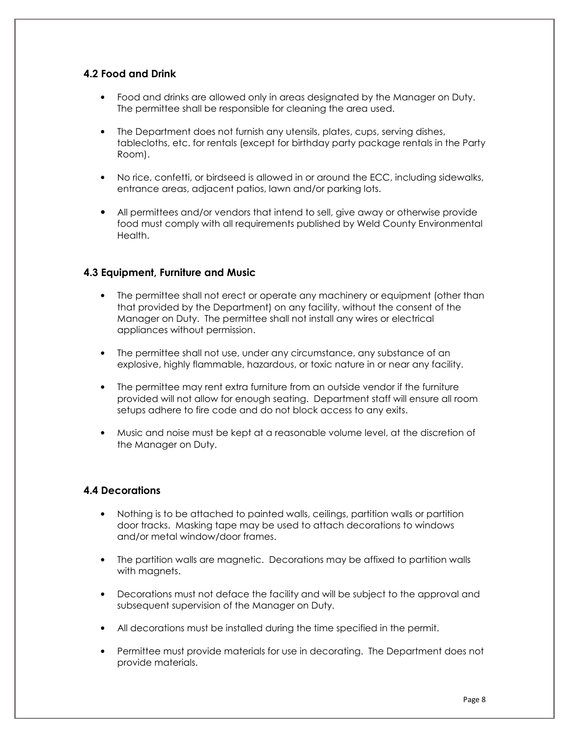### 4.2 Food and Drink

- Food and drinks are allowed only in areas designated by the Manager on Duty. The permittee shall be responsible for cleaning the area used.
- The Department does not furnish any utensils, plates, cups, serving dishes, tablecloths, etc. for rentals (except for birthday party package rentals in the Party Room).
- No rice, confetti, or birdseed is allowed in or around the ECC, including sidewalks, entrance areas, adjacent patios, lawn and/or parking lots.
- All permittees and/or vendors that intend to sell, give away or otherwise provide food must comply with all requirements published by Weld County Environmental Health.

### 4.3 Equipment, Furniture and Music

- The permittee shall not erect or operate any machinery or equipment (other than that provided by the Department) on any facility, without the consent of the Manager on Duty. The permittee shall not install any wires or electrical appliances without permission.
- The permittee shall not use, under any circumstance, any substance of an explosive, highly flammable, hazardous, or toxic nature in or near any facility.
- The permittee may rent extra furniture from an outside vendor if the furniture provided will not allow for enough seating. Department staff will ensure all room setups adhere to fire code and do not block access to any exits.
- Music and noise must be kept at a reasonable volume level, at the discretion of the Manager on Duty.

### 4.4 Decorations

- Nothing is to be attached to painted walls, ceilings, partition walls or partition door tracks. Masking tape may be used to attach decorations to windows and/or metal window/door frames.
- The partition walls are magnetic. Decorations may be affixed to partition walls with magnets.
- Decorations must not deface the facility and will be subject to the approval and subsequent supervision of the Manager on Duty.
- All decorations must be installed during the time specified in the permit.
- Permittee must provide materials for use in decorating. The Department does not provide materials.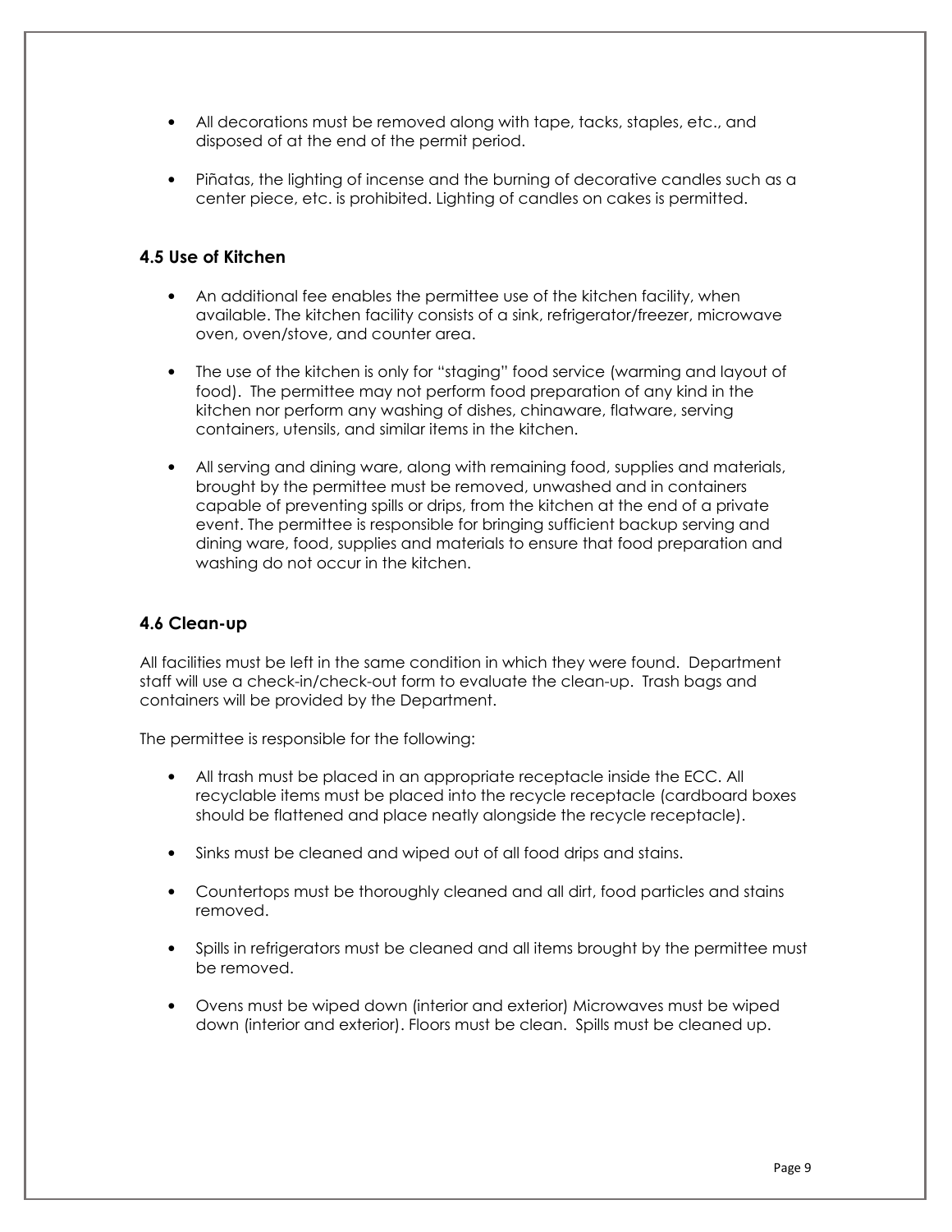- All decorations must be removed along with tape, tacks, staples, etc., and disposed of at the end of the permit period.
- Piñatas, the lighting of incense and the burning of decorative candles such as a center piece, etc. is prohibited. Lighting of candles on cakes is permitted.

### 4.5 Use of Kitchen

- An additional fee enables the permittee use of the kitchen facility, when available. The kitchen facility consists of a sink, refrigerator/freezer, microwave oven, oven/stove, and counter area.
- The use of the kitchen is only for "staging" food service (warming and layout of food). The permittee may not perform food preparation of any kind in the kitchen nor perform any washing of dishes, chinaware, flatware, serving containers, utensils, and similar items in the kitchen.
- All serving and dining ware, along with remaining food, supplies and materials, brought by the permittee must be removed, unwashed and in containers capable of preventing spills or drips, from the kitchen at the end of a private event. The permittee is responsible for bringing sufficient backup serving and dining ware, food, supplies and materials to ensure that food preparation and washing do not occur in the kitchen.

### 4.6 Clean-up

All facilities must be left in the same condition in which they were found. Department staff will use a check-in/check-out form to evaluate the clean-up. Trash bags and containers will be provided by the Department.

The permittee is responsible for the following:

- All trash must be placed in an appropriate receptacle inside the ECC. All recyclable items must be placed into the recycle receptacle (cardboard boxes should be flattened and place neatly alongside the recycle receptacle).
- Sinks must be cleaned and wiped out of all food drips and stains.
- Countertops must be thoroughly cleaned and all dirt, food particles and stains removed.
- Spills in refrigerators must be cleaned and all items brought by the permittee must be removed.
- Ovens must be wiped down (interior and exterior) Microwaves must be wiped down (interior and exterior). Floors must be clean. Spills must be cleaned up.